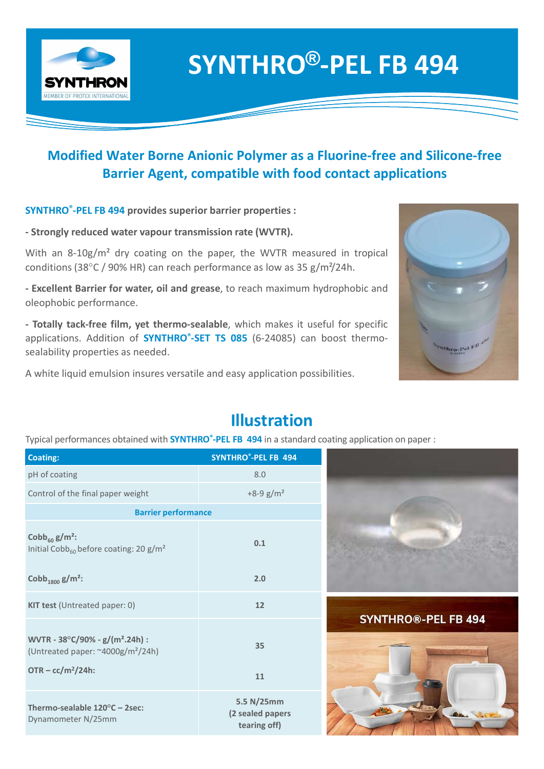# SYNTHRO®-PEL FB 494

## Modified Water Borne Anionic Polymer as a Fluorine-free and Silicone-free Barrier Agent, compatible with food contact applications

**SYNTHRO®-PEL FB 494 provides superior barrier properties :**

**- Strongly reduced water vapour transmission rate (WVTR).**

With an 8-10g/m² dry coating on the paper, the WVTR measured in tropical conditions (38°C / 90% HR) can reach performance as low as 35 g/m²/24h.

**- Excellent Barrier for water, oil and grease**, to reach maximum hydrophobic and oleophobic performance.

**- Totally tack-free film, yet thermo-sealable**, which makes it useful for specific applications. Addition of **SYNTHRO®-SET TS 085** (6-24085) can boost thermo-sealability properties as needed.

A white liquid emulsion insures versatile and easy application possibilities.

## Illustration

Typical performances obtained with **SYNTHRO®-PEL FB 494** in a standard coating application on paper :

| **Coating:** | **SYNTHRO®-PEL FB 494** |
|---|---|
| pH of coating | 8.0 |
| Control of the final paper weight | +8-9 g/m² |
| **Barrier performance** | |
| **$Cobb_{60}$ g/m²:** Initial $Cobb_{60}$ before coating: 20 g/m² | **0.1** |
| **$Cobb_{1800}$ g/m²:** | **2.0** |
| **KIT test** (Untreated paper: 0) | **12** |
| **WVTR - 38°C/90% - g/(m².24h) :** (Untreated paper: ~4000g/m²/24h) | **35** |
| **OTR – cc/m²/24h:** | **11** |
| **Thermo-sealable 120°C – 2sec:** Dynamometer N/25mm | **5.5 N/25mm (2 sealed papers tearing off)** |

SYNTHRO®-PEL FB 494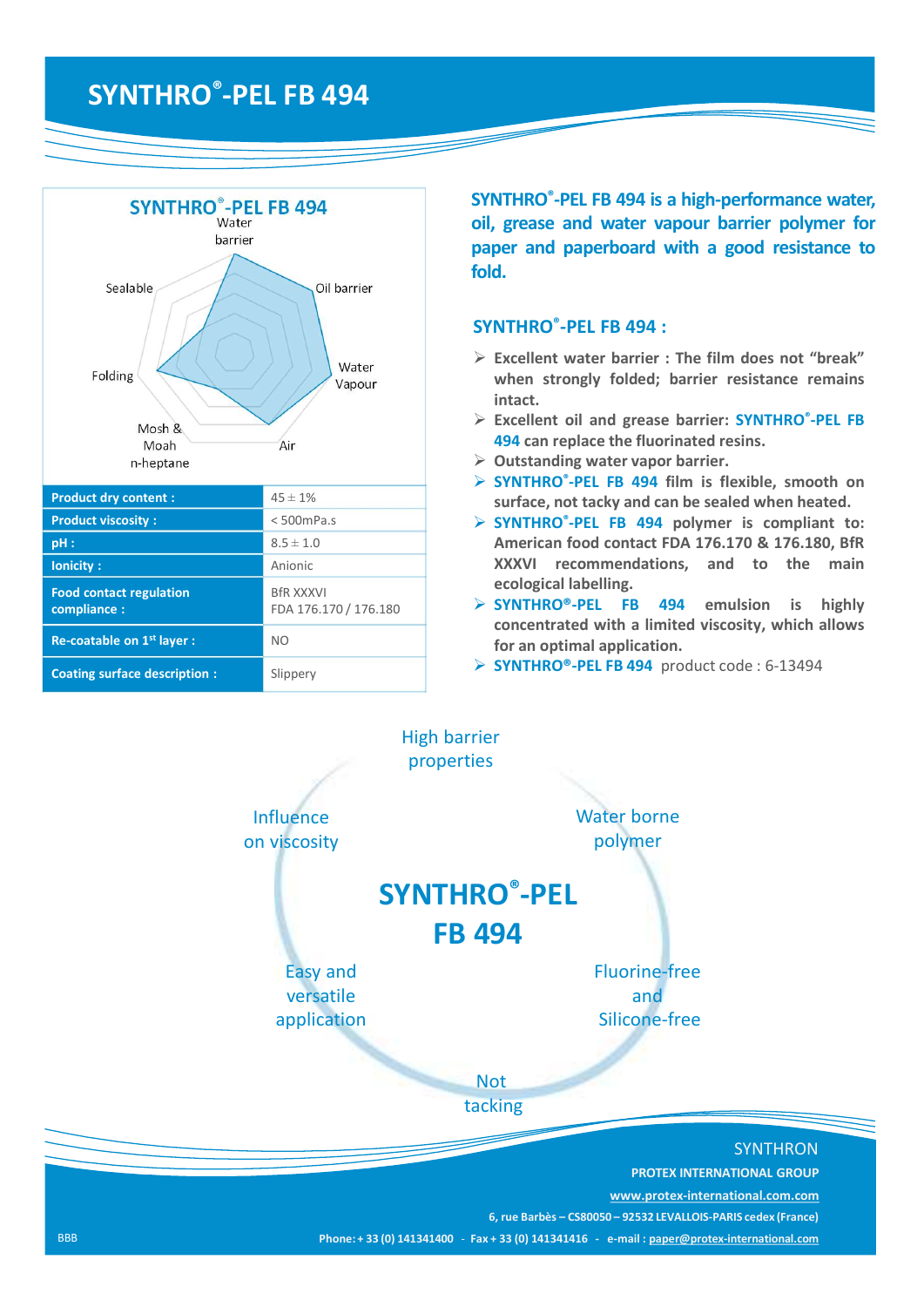# SYNTHRO®-PEL FB 494

## SYNTHRO®-PEL FB 494

Water barrier

Oil barrier

Water Vapour

Air

Mosh & Moah n-heptane

Folding

Sealable

| | |
|---|---|
| **Product dry content :** | 45 ± 1% |
| **Product viscosity :** | < 500mPa.s |
| **pH :** | 8.5 ± 1.0 |
| **Ionicity :** | Anionic |
| **Food contact regulation compliance :** | BfR XXXVI<br>FDA 176.170 / 176.180 |
| **Re-coatable on 1st layer :** | NO |
| **Coating surface description :** | Slippery |

**SYNTHRO®-PEL FB 494 is a high-performance water, oil, grease and water vapour barrier polymer for paper and paperboard with a good resistance to fold.**

## SYNTHRO®-PEL FB 494 :

- **Excellent water barrier : The film does not "break" when strongly folded; barrier resistance remains intact.**
- **Excellent oil and grease barrier: SYNTHRO®-PEL FB 494 can replace the fluorinated resins.**
- **Outstanding water vapor barrier.**
- **SYNTHRO®-PEL FB 494 film is flexible, smooth on surface, not tacky and can be sealed when heated.**
- **SYNTHRO®-PEL FB 494 polymer is compliant to: American food contact FDA 176.170 & 176.180, BfR XXXVI recommendations, and to the main ecological labelling.**
- **SYNTHRO®-PEL FB 494 emulsion is highly concentrated with a limited viscosity, which allows for an optimal application.**
- **SYNTHRO®-PEL FB 494** product code : 6-13494

High barrier properties

Influence on viscosity

Water borne polymer

**SYNTHRO®-PEL FB 494**

Easy and versatile application

Fluorine-free and Silicone-free

Not tacking

SYNTHRON

**PROTEX INTERNATIONAL GROUP**

www.protex-international.com.com

6, rue Barbès – CS80050 – 92532 LEVALLOIS-PARIS cedex (France)

Phone: + 33 (0) 141341400 - Fax + 33 (0) 141341416 - e-mail : paper@protex-international.com

BBB